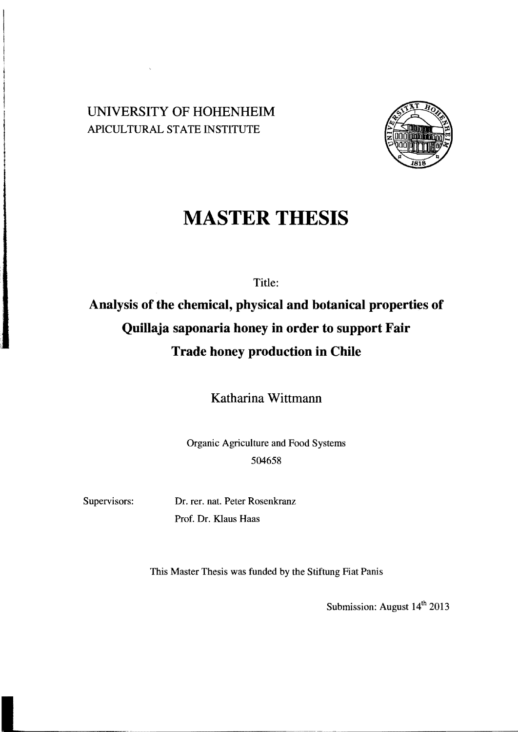UNIVERSITY OF HOHENHEIM
APICULTURAL STATE INSTITUTE

# MASTER THESIS

Title:

## Analysis of the chemical, physical and botanical properties of Quillaja saponaria honey in order to support Fair Trade honey production in Chile

Katharina Wittmann

Organic Agriculture and Food Systems
504658

Supervisors: Dr. rer. nat. Peter Rosenkranz
Prof. Dr. Klaus Haas

This Master Thesis was funded by the Stiftung Fiat Panis

Submission: August 14th 2013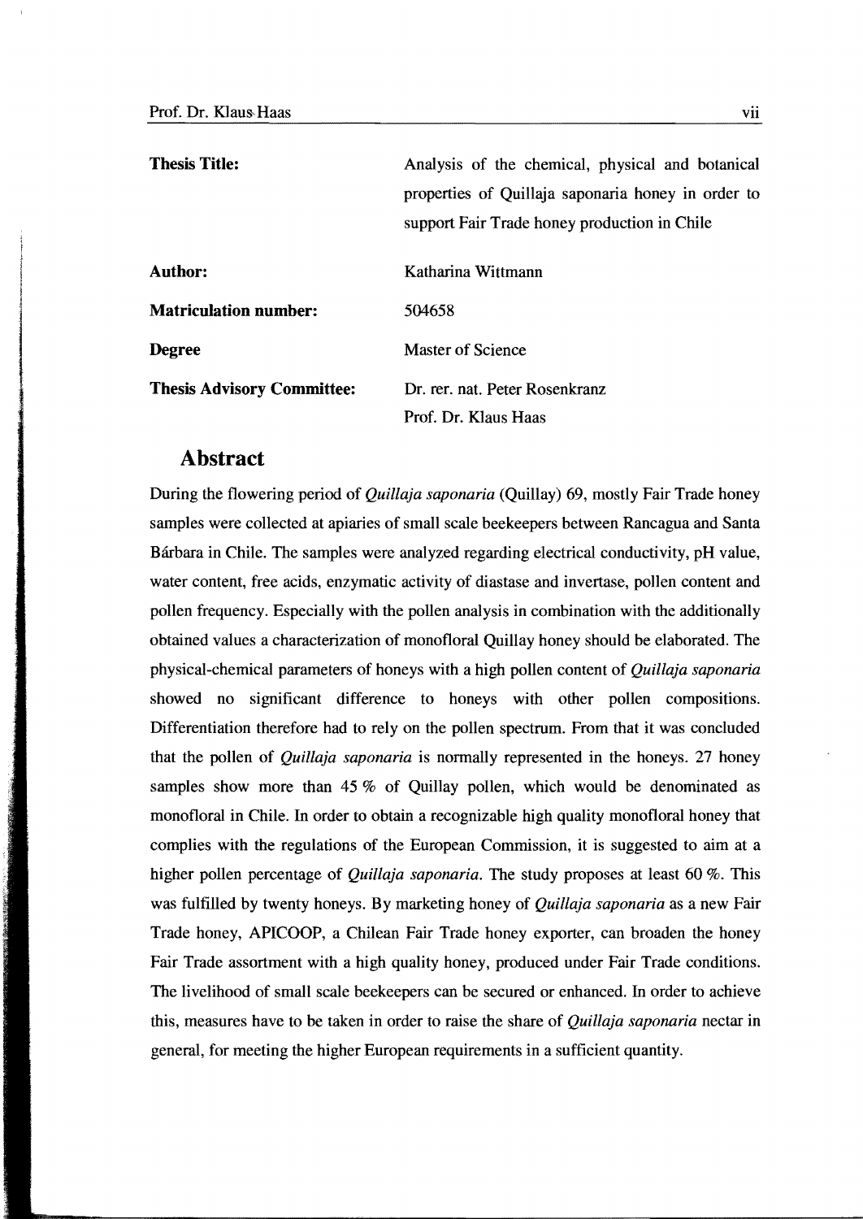| | |
|---|---|
| **Thesis Title:** | Analysis of the chemical, physical and botanical properties of Quillaja saponaria honey in order to support Fair Trade honey production in Chile |
| **Author:** | Katharina Wittmann |
| **Matriculation number:** | 504658 |
| **Degree** | Master of Science |
| **Thesis Advisory Committee:** | Dr. rer. nat. Peter Rosenkranz<br>Prof. Dr. Klaus Haas |

## Abstract

During the flowering period of *Quillaja saponaria* (Quillay) 69, mostly Fair Trade honey samples were collected at apiaries of small scale beekeepers between Rancagua and Santa Bárbara in Chile. The samples were analyzed regarding electrical conductivity, pH value, water content, free acids, enzymatic activity of diastase and invertase, pollen content and pollen frequency. Especially with the pollen analysis in combination with the additionally obtained values a characterization of monofloral Quillay honey should be elaborated. The physical-chemical parameters of honeys with a high pollen content of *Quillaja saponaria* showed no significant difference to honeys with other pollen compositions. Differentiation therefore had to rely on the pollen spectrum. From that it was concluded that the pollen of *Quillaja saponaria* is normally represented in the honeys. 27 honey samples show more than 45 % of Quillay pollen, which would be denominated as monofloral in Chile. In order to obtain a recognizable high quality monofloral honey that complies with the regulations of the European Commission, it is suggested to aim at a higher pollen percentage of *Quillaja saponaria*. The study proposes at least 60 %. This was fulfilled by twenty honeys. By marketing honey of *Quillaja saponaria* as a new Fair Trade honey, APICOOP, a Chilean Fair Trade honey exporter, can broaden the honey Fair Trade assortment with a high quality honey, produced under Fair Trade conditions. The livelihood of small scale beekeepers can be secured or enhanced. In order to achieve this, measures have to be taken in order to raise the share of *Quillaja saponaria* nectar in general, for meeting the higher European requirements in a sufficient quantity.